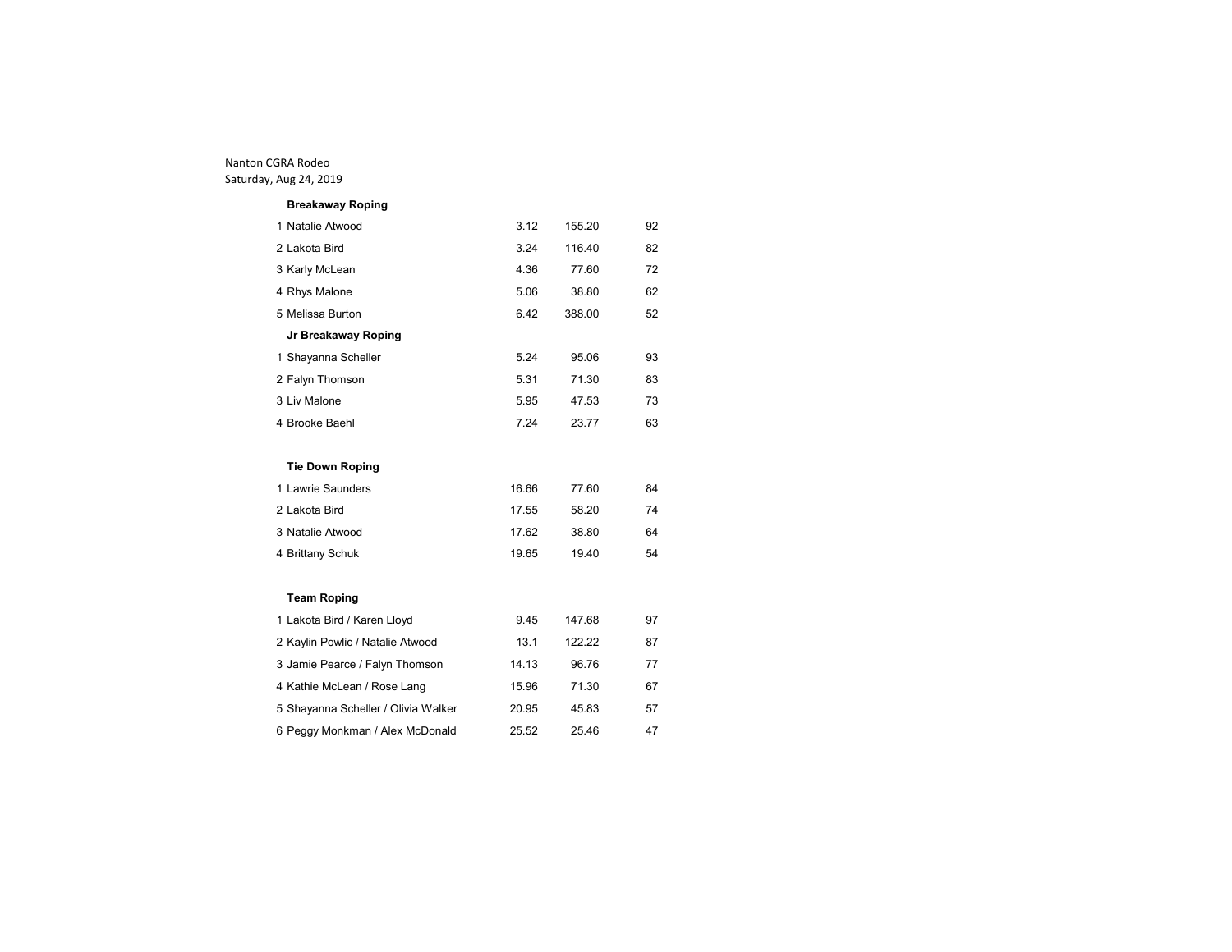Nanton CGRA Rodeo
Saturday, Aug 24, 2019

**Breakaway Roping**

| | | | |
|---|---|---|---|
| 1 Natalie Atwood | 3.12 | 155.20 | 92 |
| 2 Lakota Bird | 3.24 | 116.40 | 82 |
| 3 Karly McLean | 4.36 | 77.60 | 72 |
| 4 Rhys Malone | 5.06 | 38.80 | 62 |
| 5 Melissa Burton | 6.42 | 388.00 | 52 |

**Jr Breakaway Roping**

| | | | |
|---|---|---|---|
| 1 Shayanna Scheller | 5.24 | 95.06 | 93 |
| 2 Falyn Thomson | 5.31 | 71.30 | 83 |
| 3 Liv Malone | 5.95 | 47.53 | 73 |
| 4 Brooke Baehl | 7.24 | 23.77 | 63 |

**Tie Down Roping**

| | | | |
|---|---|---|---|
| 1 Lawrie Saunders | 16.66 | 77.60 | 84 |
| 2 Lakota Bird | 17.55 | 58.20 | 74 |
| 3 Natalie Atwood | 17.62 | 38.80 | 64 |
| 4 Brittany Schuk | 19.65 | 19.40 | 54 |

**Team Roping**

| | | | |
|---|---|---|---|
| 1 Lakota Bird / Karen Lloyd | 9.45 | 147.68 | 97 |
| 2 Kaylin Powlic / Natalie Atwood | 13.1 | 122.22 | 87 |
| 3 Jamie Pearce / Falyn Thomson | 14.13 | 96.76 | 77 |
| 4 Kathie McLean / Rose Lang | 15.96 | 71.30 | 67 |
| 5 Shayanna Scheller / Olivia Walker | 20.95 | 45.83 | 57 |
| 6 Peggy Monkman / Alex McDonald | 25.52 | 25.46 | 47 |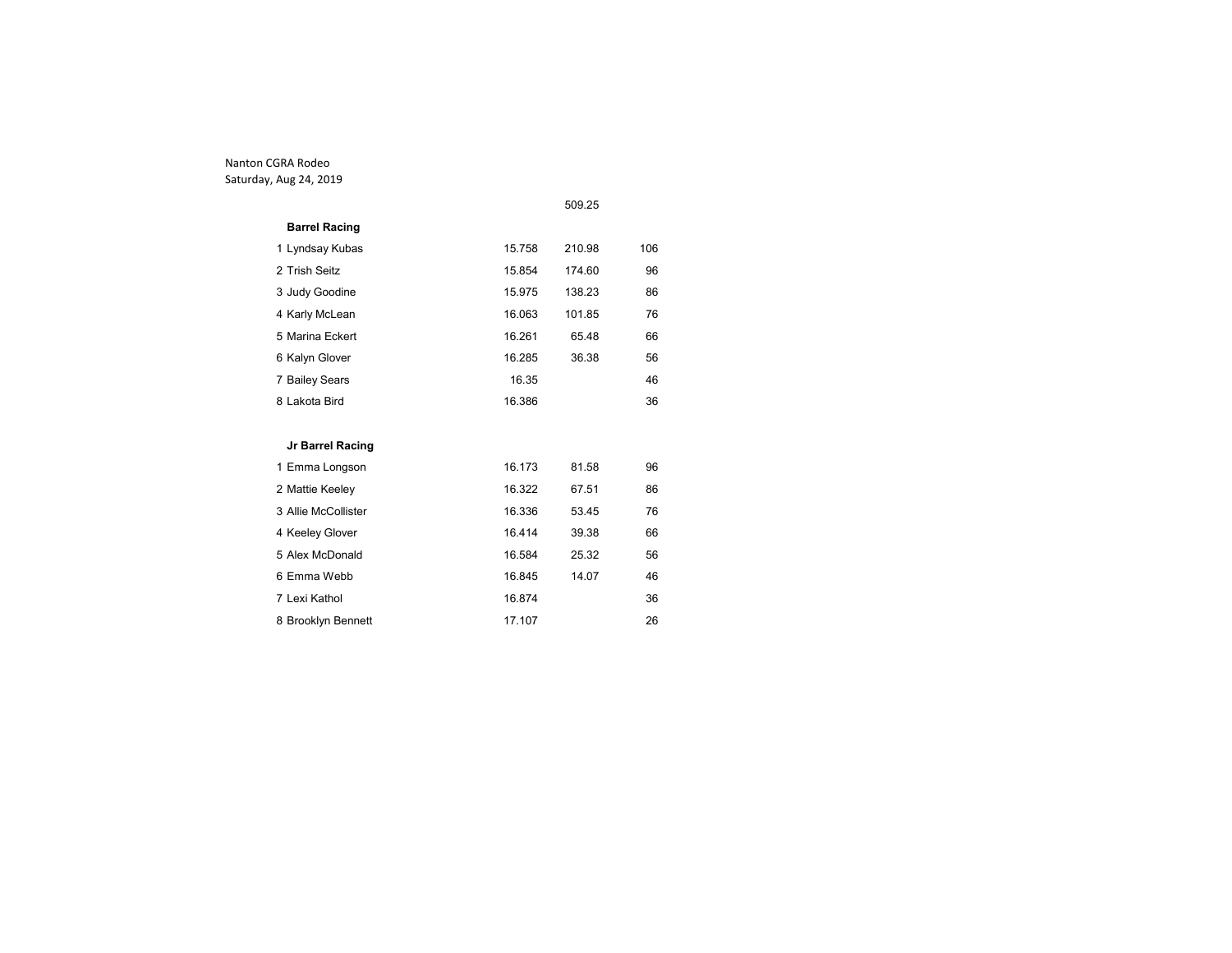Nanton CGRA Rodeo
Saturday, Aug 24, 2019

509.25

**Barrel Racing**

| | | | |
|---|---|---|---|
| 1 Lyndsay Kubas | 15.758 | 210.98 | 106 |
| 2 Trish Seitz | 15.854 | 174.60 | 96 |
| 3 Judy Goodine | 15.975 | 138.23 | 86 |
| 4 Karly McLean | 16.063 | 101.85 | 76 |
| 5 Marina Eckert | 16.261 | 65.48 | 66 |
| 6 Kalyn Glover | 16.285 | 36.38 | 56 |
| 7 Bailey Sears | 16.35 | | 46 |
| 8 Lakota Bird | 16.386 | | 36 |

**Jr Barrel Racing**

| | | | |
|---|---|---|---|
| 1 Emma Longson | 16.173 | 81.58 | 96 |
| 2 Mattie Keeley | 16.322 | 67.51 | 86 |
| 3 Allie McCollister | 16.336 | 53.45 | 76 |
| 4 Keeley Glover | 16.414 | 39.38 | 66 |
| 5 Alex McDonald | 16.584 | 25.32 | 56 |
| 6 Emma Webb | 16.845 | 14.07 | 46 |
| 7 Lexi Kathol | 16.874 | | 36 |
| 8 Brooklyn Bennett | 17.107 | | 26 |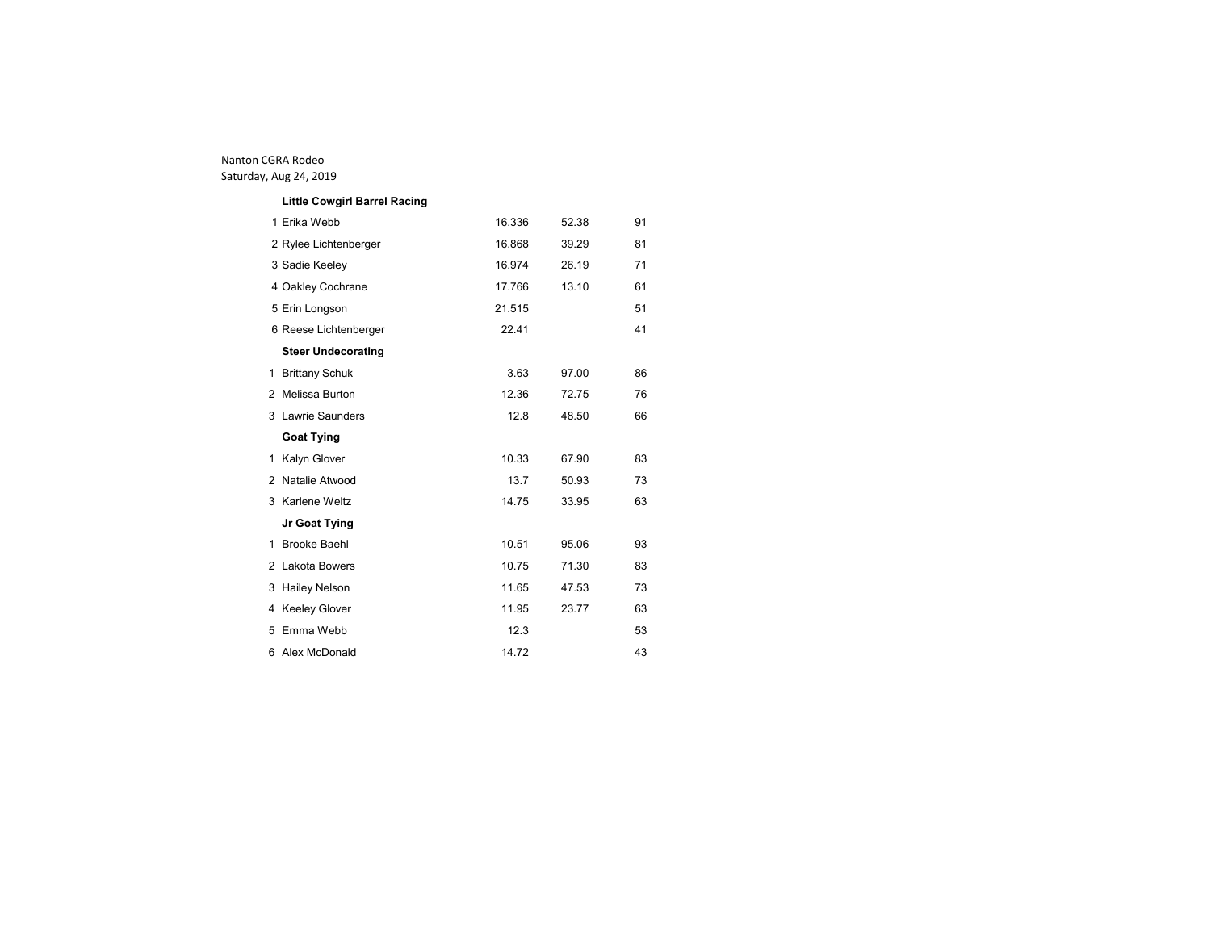Nanton CGRA Rodeo
Saturday, Aug 24, 2019

| | | | | |
|---|---|---|---|---|
| | **Little Cowgirl Barrel Racing** | | | |
| 1 | Erika Webb | 16.336 | 52.38 | 91 |
| 2 | Rylee Lichtenberger | 16.868 | 39.29 | 81 |
| 3 | Sadie Keeley | 16.974 | 26.19 | 71 |
| 4 | Oakley Cochrane | 17.766 | 13.10 | 61 |
| 5 | Erin Longson | 21.515 | | 51 |
| 6 | Reese Lichtenberger | 22.41 | | 41 |
| | **Steer Undecorating** | | | |
| 1 | Brittany Schuk | 3.63 | 97.00 | 86 |
| 2 | Melissa Burton | 12.36 | 72.75 | 76 |
| 3 | Lawrie Saunders | 12.8 | 48.50 | 66 |
| | **Goat Tying** | | | |
| 1 | Kalyn Glover | 10.33 | 67.90 | 83 |
| 2 | Natalie Atwood | 13.7 | 50.93 | 73 |
| 3 | Karlene Weltz | 14.75 | 33.95 | 63 |
| | **Jr Goat Tying** | | | |
| 1 | Brooke Baehl | 10.51 | 95.06 | 93 |
| 2 | Lakota Bowers | 10.75 | 71.30 | 83 |
| 3 | Hailey Nelson | 11.65 | 47.53 | 73 |
| 4 | Keeley Glover | 11.95 | 23.77 | 63 |
| 5 | Emma Webb | 12.3 | | 53 |
| 6 | Alex McDonald | 14.72 | | 43 |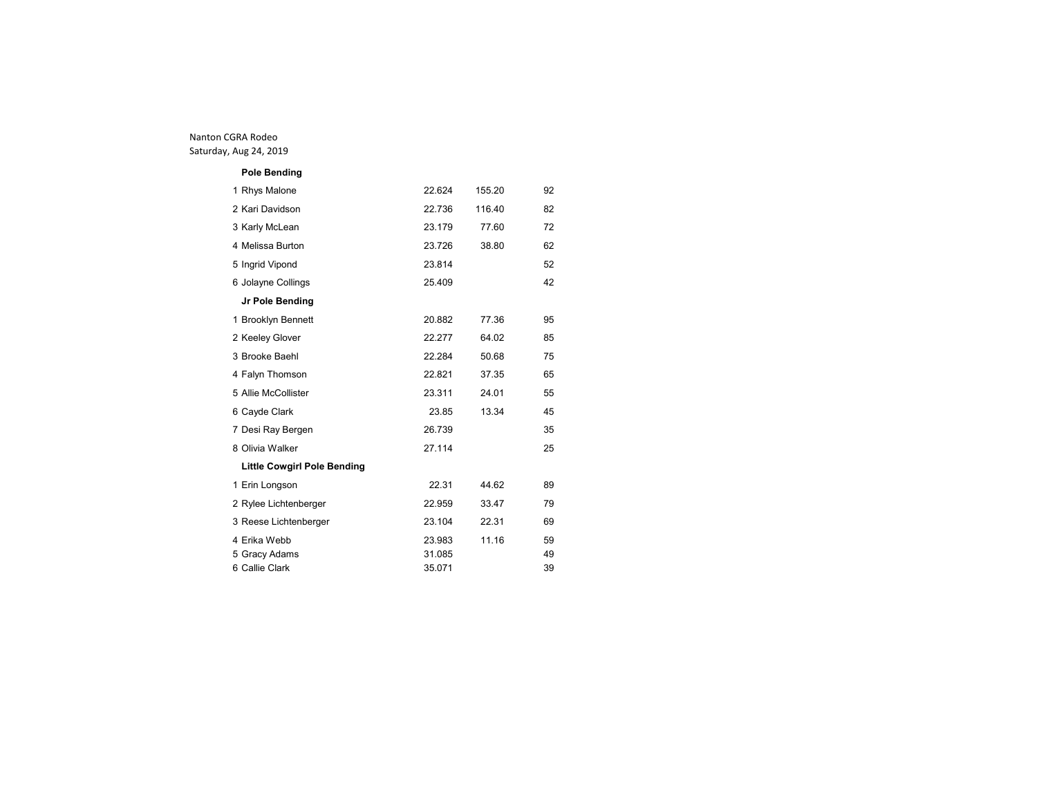Nanton CGRA Rodeo
Saturday, Aug 24, 2019

| | | | |
|---|---|---|---|
| **Pole Bending** | | | |
| 1 Rhys Malone | 22.624 | 155.20 | 92 |
| 2 Kari Davidson | 22.736 | 116.40 | 82 |
| 3 Karly McLean | 23.179 | 77.60 | 72 |
| 4 Melissa Burton | 23.726 | 38.80 | 62 |
| 5 Ingrid Vipond | 23.814 | | 52 |
| 6 Jolayne Collings | 25.409 | | 42 |
| **Jr Pole Bending** | | | |
| 1 Brooklyn Bennett | 20.882 | 77.36 | 95 |
| 2 Keeley Glover | 22.277 | 64.02 | 85 |
| 3 Brooke Baehl | 22.284 | 50.68 | 75 |
| 4 Falyn Thomson | 22.821 | 37.35 | 65 |
| 5 Allie McCollister | 23.311 | 24.01 | 55 |
| 6 Cayde Clark | 23.85 | 13.34 | 45 |
| 7 Desi Ray Bergen | 26.739 | | 35 |
| 8 Olivia Walker | 27.114 | | 25 |
| **Little Cowgirl Pole Bending** | | | |
| 1 Erin Longson | 22.31 | 44.62 | 89 |
| 2 Rylee Lichtenberger | 22.959 | 33.47 | 79 |
| 3 Reese Lichtenberger | 23.104 | 22.31 | 69 |
| 4 Erika Webb | 23.983 | 11.16 | 59 |
| 5 Gracy Adams | 31.085 | | 49 |
| 6 Callie Clark | 35.071 | | 39 |